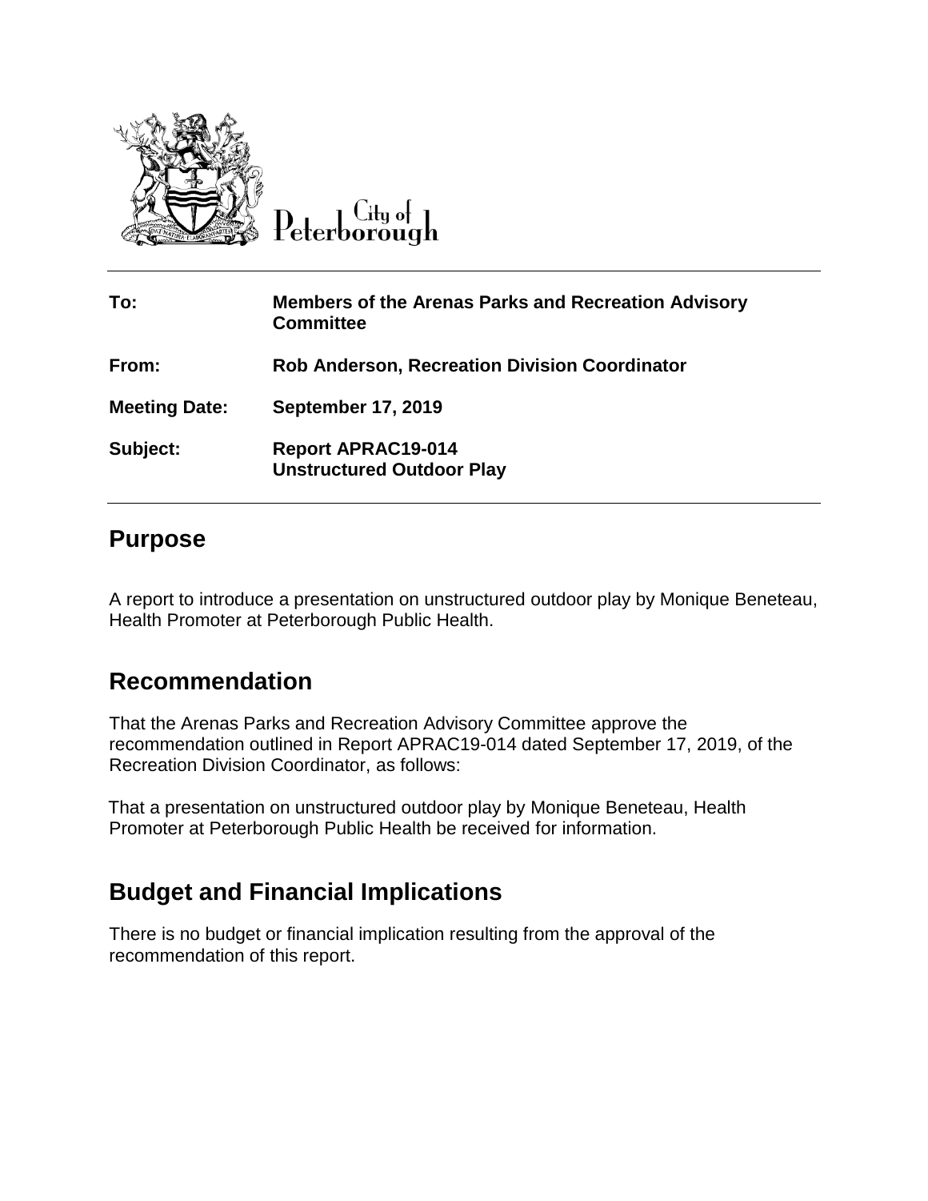City of Peterborough

| To: | Members of the Arenas Parks and Recreation Advisory Committee |
| --- | --- |
| From: | Rob Anderson, Recreation Division Coordinator |
| Meeting Date: | September 17, 2019 |
| Subject: | Report APRAC19-014 Unstructured Outdoor Play |

## Purpose

A report to introduce a presentation on unstructured outdoor play by Monique Beneteau, Health Promoter at Peterborough Public Health.

## Recommendation

That the Arenas Parks and Recreation Advisory Committee approve the recommendation outlined in Report APRAC19-014 dated September 17, 2019, of the Recreation Division Coordinator, as follows:

That a presentation on unstructured outdoor play by Monique Beneteau, Health Promoter at Peterborough Public Health be received for information.

## Budget and Financial Implications

There is no budget or financial implication resulting from the approval of the recommendation of this report.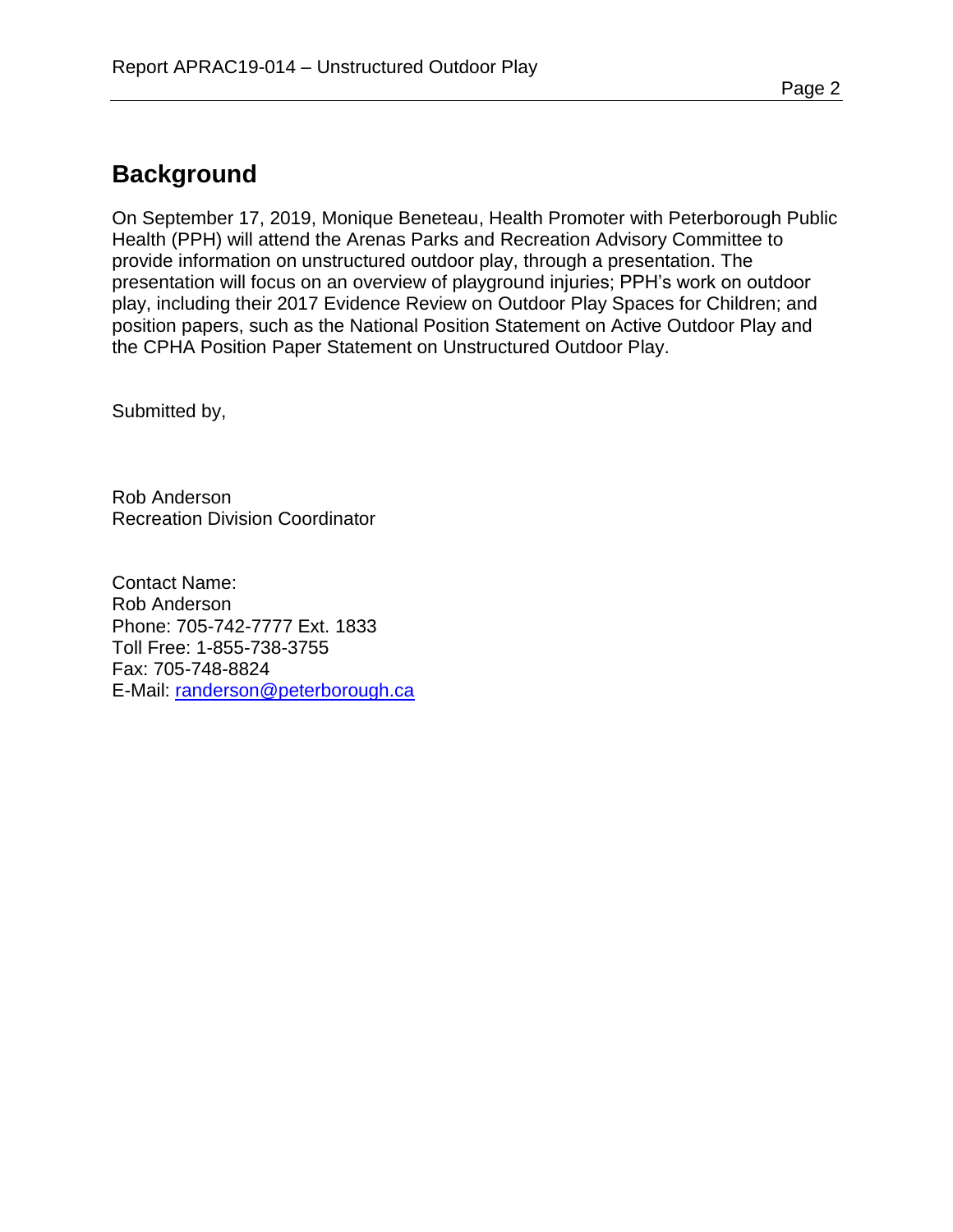## Background

On September 17, 2019, Monique Beneteau, Health Promoter with Peterborough Public Health (PPH) will attend the Arenas Parks and Recreation Advisory Committee to provide information on unstructured outdoor play, through a presentation. The presentation will focus on an overview of playground injuries; PPH's work on outdoor play, including their 2017 Evidence Review on Outdoor Play Spaces for Children; and position papers, such as the National Position Statement on Active Outdoor Play and the CPHA Position Paper Statement on Unstructured Outdoor Play.

Submitted by,

Rob Anderson
Recreation Division Coordinator

Contact Name:
Rob Anderson
Phone: 705-742-7777 Ext. 1833
Toll Free: 1-855-738-3755
Fax: 705-748-8824
E-Mail: randerson@peterborough.ca